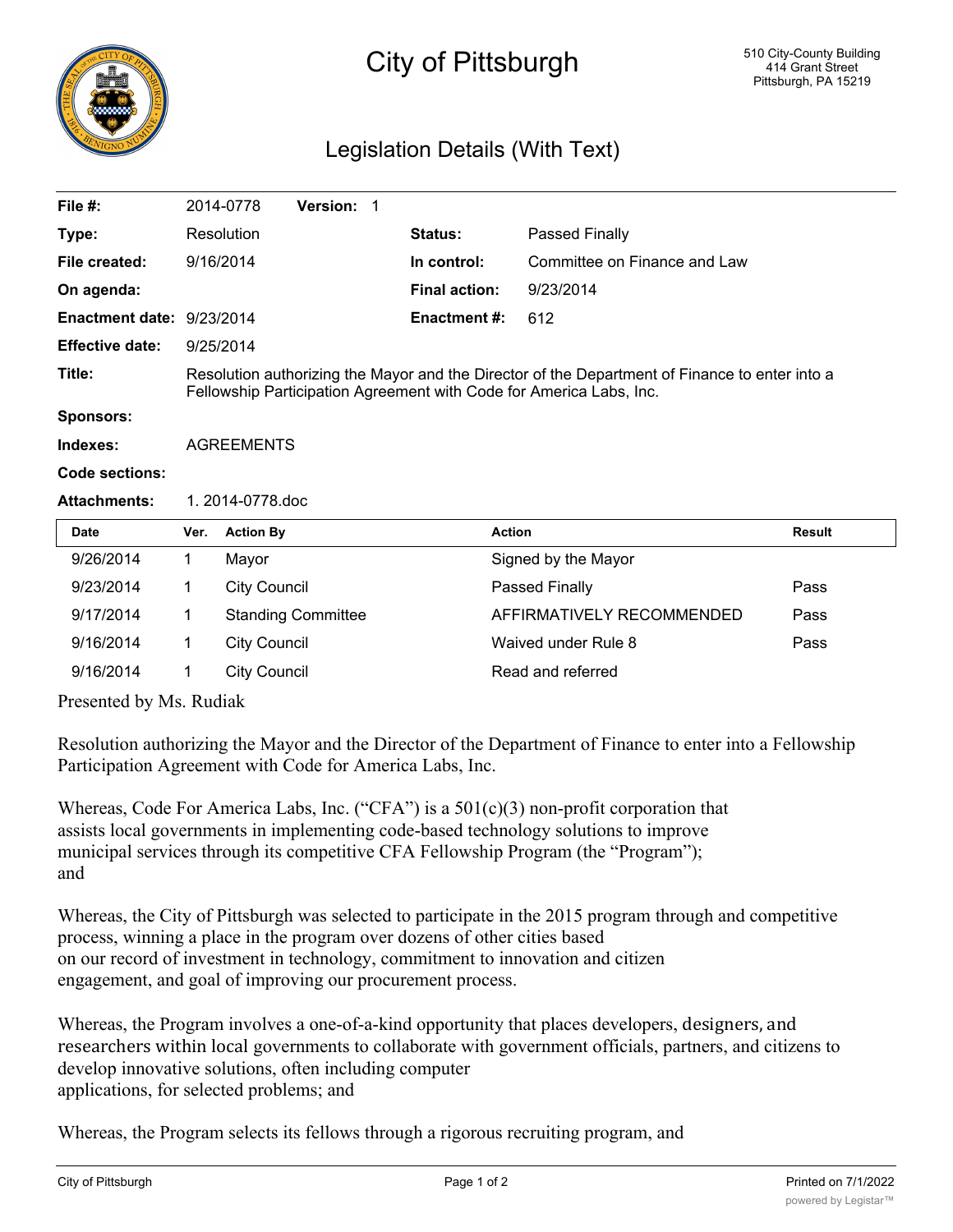# City of Pittsburgh

510 City-County Building
414 Grant Street
Pittsburgh, PA 15219

## Legislation Details (With Text)

| | | | |
|---|---|---|---|
| **File #:** | 2014-0778 **Version:** 1 | | |
| **Type:** | Resolution | **Status:** | Passed Finally |
| **File created:** | 9/16/2014 | **In control:** | Committee on Finance and Law |
| **On agenda:** | | **Final action:** | 9/23/2014 |
| **Enactment date:** | 9/23/2014 | **Enactment #:** | 612 |
| **Effective date:** | 9/25/2014 | | |

**Title:** Resolution authorizing the Mayor and the Director of the Department of Finance to enter into a Fellowship Participation Agreement with Code for America Labs, Inc.

**Sponsors:**

**Indexes:** AGREEMENTS

**Code sections:**

**Attachments:** 1. 2014-0778.doc

| Date | Ver. | Action By | Action | Result |
|---|---|---|---|---|
| 9/26/2014 | 1 | Mayor | Signed by the Mayor | |
| 9/23/2014 | 1 | City Council | Passed Finally | Pass |
| 9/17/2014 | 1 | Standing Committee | AFFIRMATIVELY RECOMMENDED | Pass |
| 9/16/2014 | 1 | City Council | Waived under Rule 8 | Pass |
| 9/16/2014 | 1 | City Council | Read and referred | |

Presented by Ms. Rudiak

Resolution authorizing the Mayor and the Director of the Department of Finance to enter into a Fellowship Participation Agreement with Code for America Labs, Inc.

Whereas, Code For America Labs, Inc. ("CFA") is a 501(c)(3) non-profit corporation that assists local governments in implementing code-based technology solutions to improve municipal services through its competitive CFA Fellowship Program (the "Program"); and

Whereas, the City of Pittsburgh was selected to participate in the 2015 program through and competitive process, winning a place in the program over dozens of other cities based on our record of investment in technology, commitment to innovation and citizen engagement, and goal of improving our procurement process.

Whereas, the Program involves a one-of-a-kind opportunity that places developers, designers, and researchers within local governments to collaborate with government officials, partners, and citizens to develop innovative solutions, often including computer applications, for selected problems; and

Whereas, the Program selects its fellows through a rigorous recruiting program, and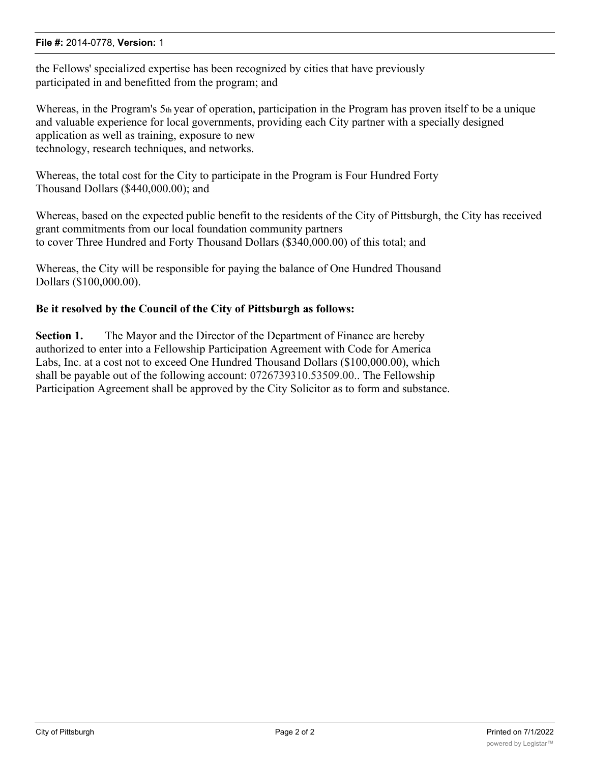the Fellows' specialized expertise has been recognized by cities that have previously participated in and benefitted from the program; and

Whereas, in the Program's 5th year of operation, participation in the Program has proven itself to be a unique and valuable experience for local governments, providing each City partner with a specially designed application as well as training, exposure to new technology, research techniques, and networks.

Whereas, the total cost for the City to participate in the Program is Four Hundred Forty Thousand Dollars ($440,000.00); and

Whereas, based on the expected public benefit to the residents of the City of Pittsburgh, the City has received grant commitments from our local foundation community partners to cover Three Hundred and Forty Thousand Dollars ($340,000.00) of this total; and

Whereas, the City will be responsible for paying the balance of One Hundred Thousand Dollars ($100,000.00).

**Be it resolved by the Council of the City of Pittsburgh as follows:**

**Section 1.** The Mayor and the Director of the Department of Finance are hereby authorized to enter into a Fellowship Participation Agreement with Code for America Labs, Inc. at a cost not to exceed One Hundred Thousand Dollars ($100,000.00), which shall be payable out of the following account: 0726739310.53509.00.. The Fellowship Participation Agreement shall be approved by the City Solicitor as to form and substance.